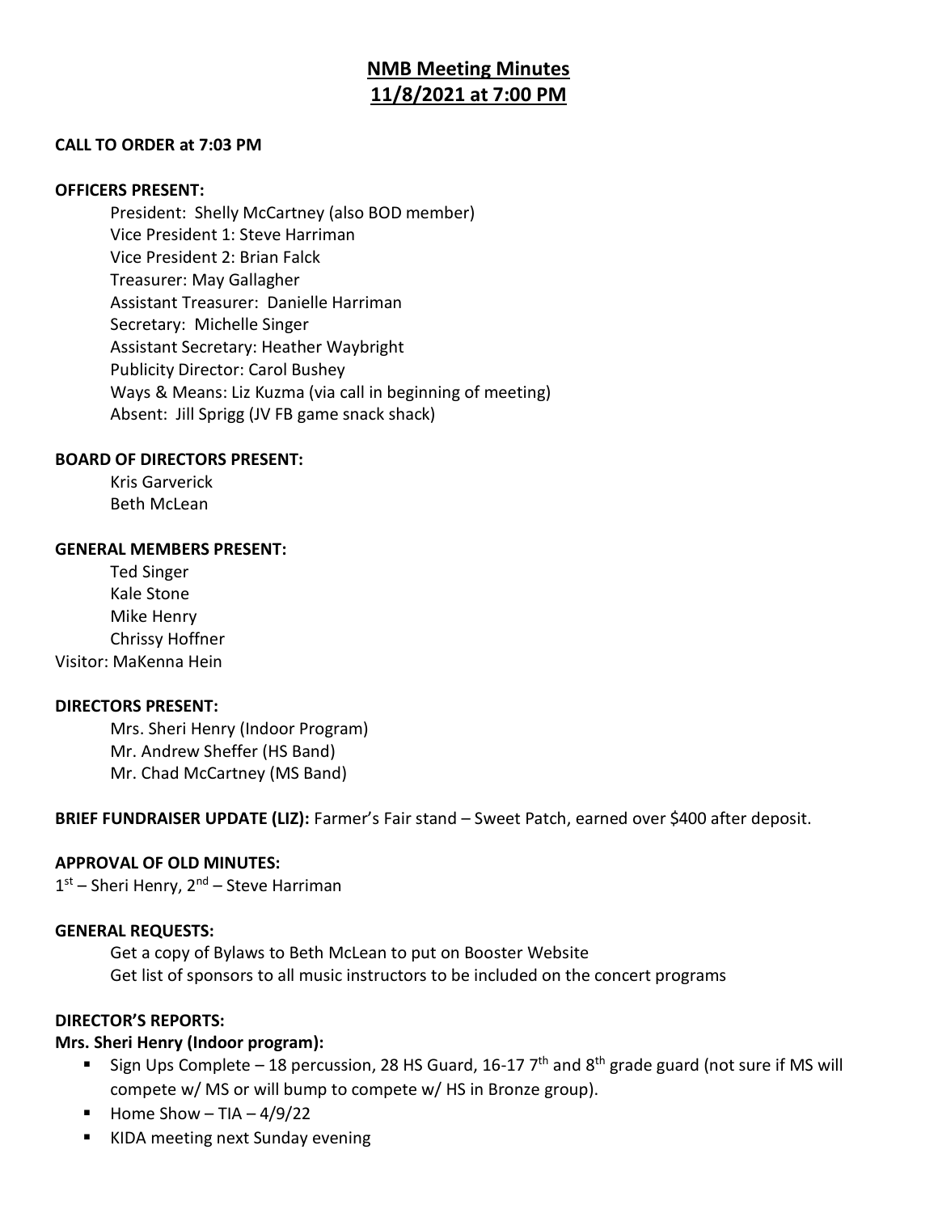# NMB Meeting Minutes
# 11/8/2021 at 7:00 PM

**CALL TO ORDER at 7:03 PM**

**OFFICERS PRESENT:**

President: Shelly McCartney (also BOD member)
Vice President 1: Steve Harriman
Vice President 2: Brian Falck
Treasurer: May Gallagher
Assistant Treasurer: Danielle Harriman
Secretary: Michelle Singer
Assistant Secretary: Heather Waybright
Publicity Director: Carol Bushey
Ways & Means: Liz Kuzma (via call in beginning of meeting)
Absent: Jill Sprigg (JV FB game snack shack)

**BOARD OF DIRECTORS PRESENT:**

Kris Garverick
Beth McLean

**GENERAL MEMBERS PRESENT:**

Ted Singer
Kale Stone
Mike Henry
Chrissy Hoffner

Visitor: MaKenna Hein

**DIRECTORS PRESENT:**

Mrs. Sheri Henry (Indoor Program)
Mr. Andrew Sheffer (HS Band)
Mr. Chad McCartney (MS Band)

**BRIEF FUNDRAISER UPDATE (LIZ):** Farmer's Fair stand – Sweet Patch, earned over $400 after deposit.

**APPROVAL OF OLD MINUTES:**

1st – Sheri Henry, 2nd – Steve Harriman

**GENERAL REQUESTS:**

Get a copy of Bylaws to Beth McLean to put on Booster Website
Get list of sponsors to all music instructors to be included on the concert programs

**DIRECTOR'S REPORTS:**

**Mrs. Sheri Henry (Indoor program):**

- Sign Ups Complete – 18 percussion, 28 HS Guard, 16-17 7th and 8th grade guard (not sure if MS will compete w/ MS or will bump to compete w/ HS in Bronze group).
- Home Show – TIA – 4/9/22
- KIDA meeting next Sunday evening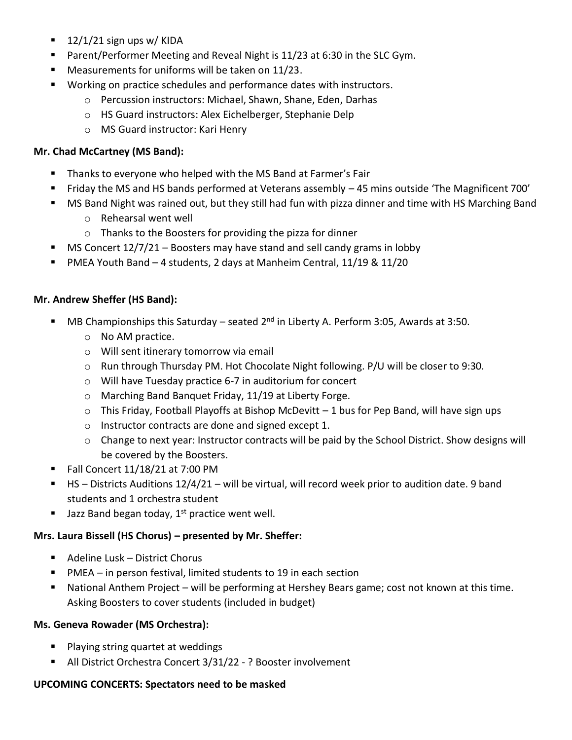- 12/1/21 sign ups w/ KIDA
- Parent/Performer Meeting and Reveal Night is 11/23 at 6:30 in the SLC Gym.
- Measurements for uniforms will be taken on 11/23.
- Working on practice schedules and performance dates with instructors.
    - Percussion instructors: Michael, Shawn, Shane, Eden, Darhas
    - HS Guard instructors: Alex Eichelberger, Stephanie Delp
    - MS Guard instructor: Kari Henry

**Mr. Chad McCartney (MS Band):**

- Thanks to everyone who helped with the MS Band at Farmer's Fair
- Friday the MS and HS bands performed at Veterans assembly – 45 mins outside 'The Magnificent 700'
- MS Band Night was rained out, but they still had fun with pizza dinner and time with HS Marching Band
    - Rehearsal went well
    - Thanks to the Boosters for providing the pizza for dinner
- MS Concert 12/7/21 – Boosters may have stand and sell candy grams in lobby
- PMEA Youth Band – 4 students, 2 days at Manheim Central, 11/19 & 11/20

**Mr. Andrew Sheffer (HS Band):**

- MB Championships this Saturday – seated 2nd in Liberty A. Perform 3:05, Awards at 3:50.
    - No AM practice.
    - Will sent itinerary tomorrow via email
    - Run through Thursday PM. Hot Chocolate Night following. P/U will be closer to 9:30.
    - Will have Tuesday practice 6-7 in auditorium for concert
    - Marching Band Banquet Friday, 11/19 at Liberty Forge.
    - This Friday, Football Playoffs at Bishop McDevitt – 1 bus for Pep Band, will have sign ups
    - Instructor contracts are done and signed except 1.
    - Change to next year: Instructor contracts will be paid by the School District. Show designs will be covered by the Boosters.
- Fall Concert 11/18/21 at 7:00 PM
- HS – Districts Auditions 12/4/21 – will be virtual, will record week prior to audition date. 9 band students and 1 orchestra student
- Jazz Band began today, 1st practice went well.

**Mrs. Laura Bissell (HS Chorus) – presented by Mr. Sheffer:**

- Adeline Lusk – District Chorus
- PMEA – in person festival, limited students to 19 in each section
- National Anthem Project – will be performing at Hershey Bears game; cost not known at this time. Asking Boosters to cover students (included in budget)

**Ms. Geneva Rowader (MS Orchestra):**

- Playing string quartet at weddings
- All District Orchestra Concert 3/31/22 - ? Booster involvement

**UPCOMING CONCERTS: Spectators need to be masked**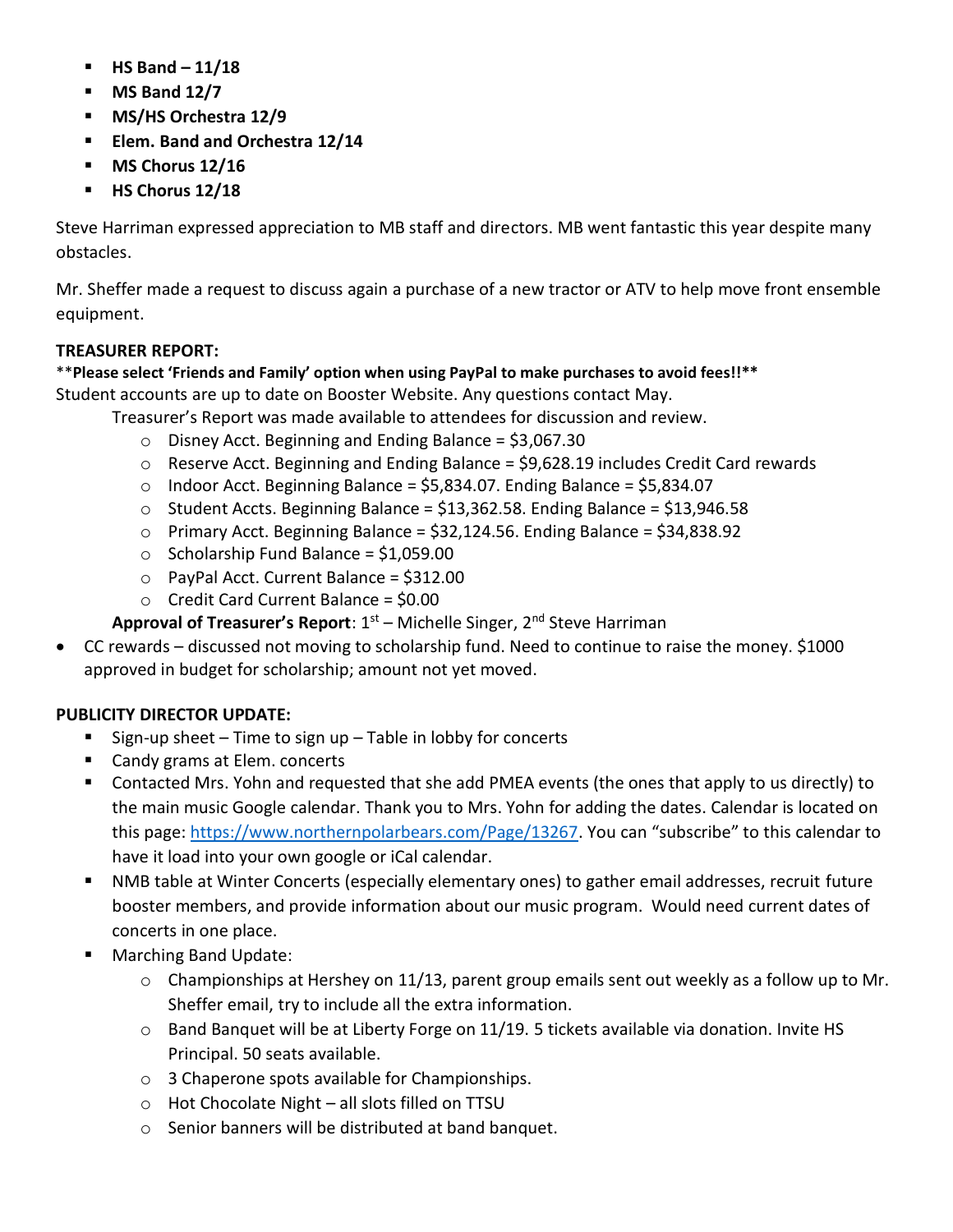- **HS Band – 11/18**
- **MS Band 12/7**
- **MS/HS Orchestra 12/9**
- **Elem. Band and Orchestra 12/14**
- **MS Chorus 12/16**
- **HS Chorus 12/18**

Steve Harriman expressed appreciation to MB staff and directors. MB went fantastic this year despite many obstacles.

Mr. Sheffer made a request to discuss again a purchase of a new tractor or ATV to help move front ensemble equipment.

**TREASURER REPORT:**

**\*\*Please select 'Friends and Family' option when using PayPal to make purchases to avoid fees!!\*\***

Student accounts are up to date on Booster Website. Any questions contact May.

Treasurer's Report was made available to attendees for discussion and review.

- Disney Acct. Beginning and Ending Balance = $3,067.30
- Reserve Acct. Beginning and Ending Balance = $9,628.19 includes Credit Card rewards
- Indoor Acct. Beginning Balance = $5,834.07. Ending Balance = $5,834.07
- Student Accts. Beginning Balance = $13,362.58. Ending Balance = $13,946.58
- Primary Acct. Beginning Balance = $32,124.56. Ending Balance = $34,838.92
- Scholarship Fund Balance = $1,059.00
- PayPal Acct. Current Balance = $312.00
- Credit Card Current Balance = $0.00

**Approval of Treasurer's Report**: 1st – Michelle Singer, 2nd Steve Harriman

- CC rewards – discussed not moving to scholarship fund. Need to continue to raise the money. $1000 approved in budget for scholarship; amount not yet moved.

**PUBLICITY DIRECTOR UPDATE:**

- Sign-up sheet – Time to sign up – Table in lobby for concerts
- Candy grams at Elem. concerts
- Contacted Mrs. Yohn and requested that she add PMEA events (the ones that apply to us directly) to the main music Google calendar. Thank you to Mrs. Yohn for adding the dates. Calendar is located on this page: [https://www.northernpolarbears.com/Page/13267](https://www.northernpolarbears.com/Page/13267). You can "subscribe" to this calendar to have it load into your own google or iCal calendar.
- NMB table at Winter Concerts (especially elementary ones) to gather email addresses, recruit future booster members, and provide information about our music program. Would need current dates of concerts in one place.
- Marching Band Update:
  - Championships at Hershey on 11/13, parent group emails sent out weekly as a follow up to Mr. Sheffer email, try to include all the extra information.
  - Band Banquet will be at Liberty Forge on 11/19. 5 tickets available via donation. Invite HS Principal. 50 seats available.
  - 3 Chaperone spots available for Championships.
  - Hot Chocolate Night – all slots filled on TTSU
  - Senior banners will be distributed at band banquet.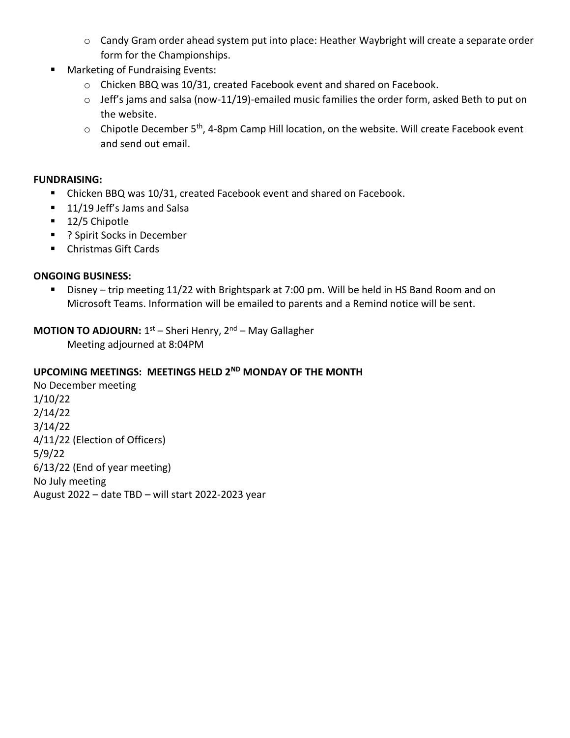- Candy Gram order ahead system put into place: Heather Waybright will create a separate order form for the Championships.
- Marketing of Fundraising Events:
    - Chicken BBQ was 10/31, created Facebook event and shared on Facebook.
    - Jeff's jams and salsa (now-11/19)-emailed music families the order form, asked Beth to put on the website.
    - Chipotle December 5th, 4-8pm Camp Hill location, on the website. Will create Facebook event and send out email.

**FUNDRAISING:**

- Chicken BBQ was 10/31, created Facebook event and shared on Facebook.
- 11/19 Jeff's Jams and Salsa
- 12/5 Chipotle
- ? Spirit Socks in December
- Christmas Gift Cards

**ONGOING BUSINESS:**

- Disney – trip meeting 11/22 with Brightspark at 7:00 pm. Will be held in HS Band Room and on Microsoft Teams. Information will be emailed to parents and a Remind notice will be sent.

**MOTION TO ADJOURN:** 1st – Sheri Henry, 2nd – May Gallagher

Meeting adjourned at 8:04PM

**UPCOMING MEETINGS: MEETINGS HELD 2ND MONDAY OF THE MONTH**

No December meeting
1/10/22
2/14/22
3/14/22
4/11/22 (Election of Officers)
5/9/22
6/13/22 (End of year meeting)
No July meeting
August 2022 – date TBD – will start 2022-2023 year